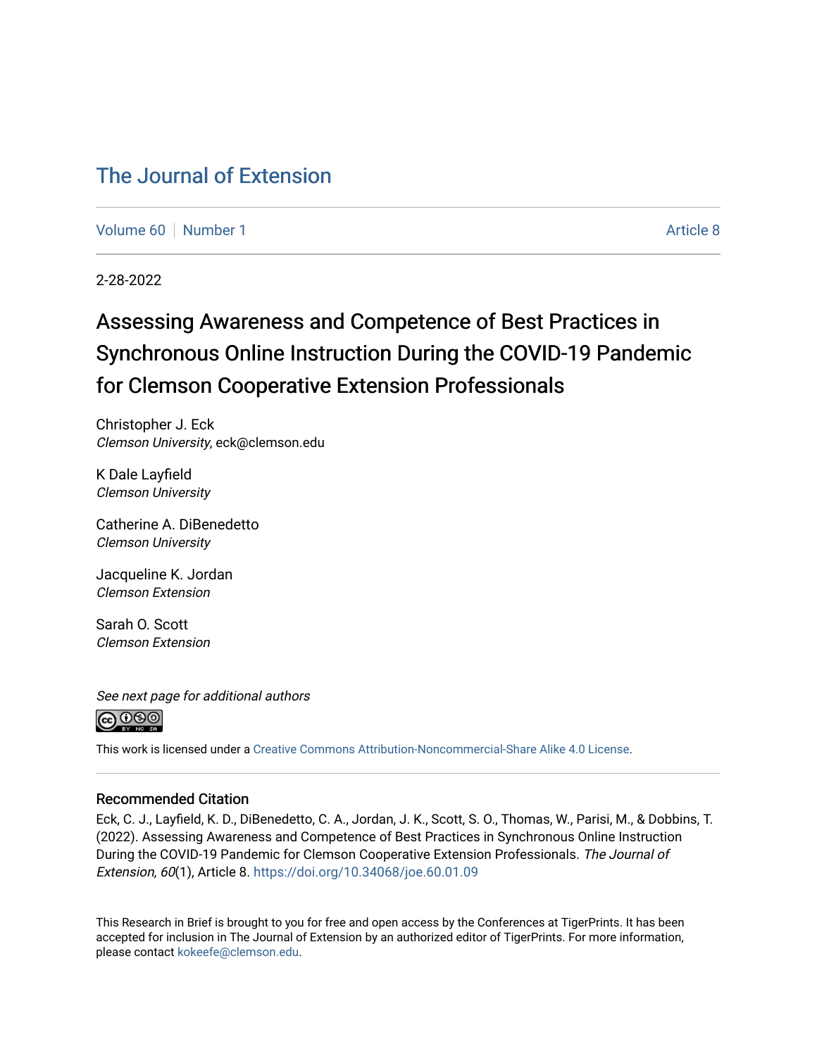# The Journal of Extension

Volume 60 | Number 1 | Article 8

2-28-2022

## Assessing Awareness and Competence of Best Practices in Synchronous Online Instruction During the COVID-19 Pandemic for Clemson Cooperative Extension Professionals

Christopher J. Eck
*Clemson University*, eck@clemson.edu

K Dale Layfield
*Clemson University*

Catherine A. DiBenedetto
*Clemson University*

Jacqueline K. Jordan
*Clemson Extension*

Sarah O. Scott
*Clemson Extension*

*See next page for additional authors*

This work is licensed under a Creative Commons Attribution-Noncommercial-Share Alike 4.0 License.

### Recommended Citation

Eck, C. J., Layfield, K. D., DiBenedetto, C. A., Jordan, J. K., Scott, S. O., Thomas, W., Parisi, M., & Dobbins, T. (2022). Assessing Awareness and Competence of Best Practices in Synchronous Online Instruction During the COVID-19 Pandemic for Clemson Cooperative Extension Professionals. *The Journal of Extension, 60*(1), Article 8. https://doi.org/10.34068/joe.60.01.09

This Research in Brief is brought to you for free and open access by the Conferences at TigerPrints. It has been accepted for inclusion in The Journal of Extension by an authorized editor of TigerPrints. For more information, please contact kokeefe@clemson.edu.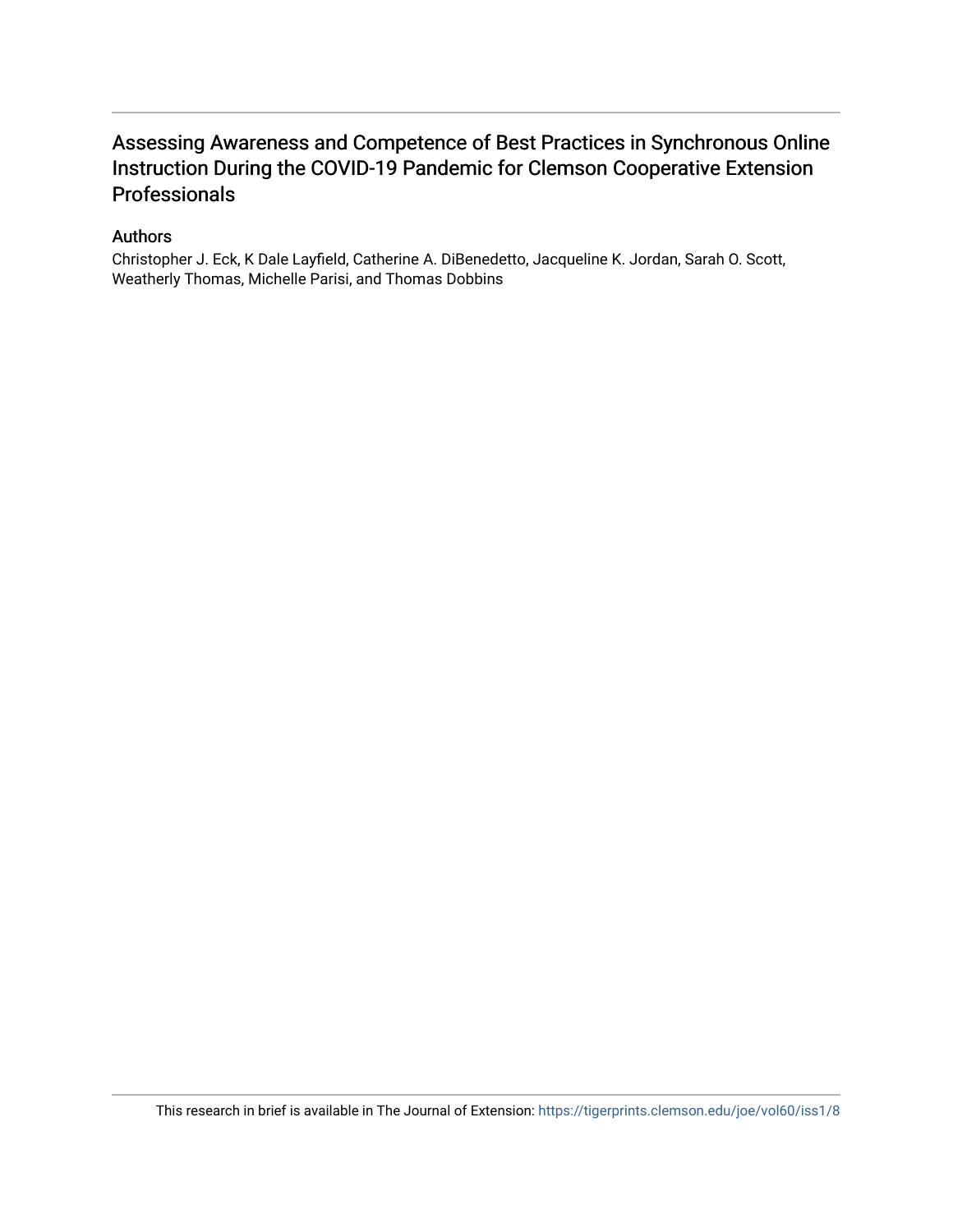# Assessing Awareness and Competence of Best Practices in Synchronous Online Instruction During the COVID-19 Pandemic for Clemson Cooperative Extension Professionals

## Authors

Christopher J. Eck, K Dale Layfield, Catherine A. DiBenedetto, Jacqueline K. Jordan, Sarah O. Scott, Weatherly Thomas, Michelle Parisi, and Thomas Dobbins

This research in brief is available in The Journal of Extension: https://tigerprints.clemson.edu/joe/vol60/iss1/8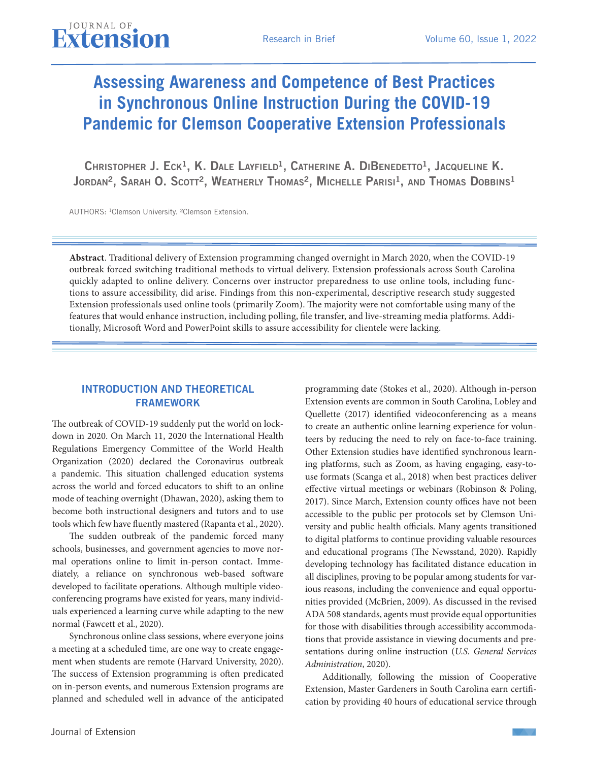# Assessing Awareness and Competence of Best Practices in Synchronous Online Instruction During the COVID-19 Pandemic for Clemson Cooperative Extension Professionals

**Christopher J. Eck[1], K. Dale Layfield[1], Catherine A. DiBenedetto[1], Jacqueline K. Jordan[2], Sarah O. Scott[2], Weatherly Thomas[2], Michelle Parisi[1], and Thomas Dobbins[1]**

AUTHORS: [1]Clemson University. [2]Clemson Extension.

**Abstract**. Traditional delivery of Extension programming changed overnight in March 2020, when the COVID-19 outbreak forced switching traditional methods to virtual delivery. Extension professionals across South Carolina quickly adapted to online delivery. Concerns over instructor preparedness to use online tools, including functions to assure accessibility, did arise. Findings from this non-experimental, descriptive research study suggested Extension professionals used online tools (primarily Zoom). The majority were not comfortable using many of the features that would enhance instruction, including polling, file transfer, and live-streaming media platforms. Additionally, Microsoft Word and PowerPoint skills to assure accessibility for clientele were lacking.

## INTRODUCTION AND THEORETICAL FRAMEWORK

The outbreak of COVID-19 suddenly put the world on lockdown in 2020. On March 11, 2020 the International Health Regulations Emergency Committee of the World Health Organization (2020) declared the Coronavirus outbreak a pandemic. This situation challenged education systems across the world and forced educators to shift to an online mode of teaching overnight (Dhawan, 2020), asking them to become both instructional designers and tutors and to use tools which few have fluently mastered (Rapanta et al., 2020).

The sudden outbreak of the pandemic forced many schools, businesses, and government agencies to move normal operations online to limit in-person contact. Immediately, a reliance on synchronous web-based software developed to facilitate operations. Although multiple videoconferencing programs have existed for years, many individuals experienced a learning curve while adapting to the new normal (Fawcett et al., 2020).

Synchronous online class sessions, where everyone joins a meeting at a scheduled time, are one way to create engagement when students are remote (Harvard University, 2020). The success of Extension programming is often predicated on in-person events, and numerous Extension programs are planned and scheduled well in advance of the anticipated programming date (Stokes et al., 2020). Although in-person Extension events are common in South Carolina, Lobley and Quellette (2017) identified videoconferencing as a means to create an authentic online learning experience for volunteers by reducing the need to rely on face-to-face training. Other Extension studies have identified synchronous learning platforms, such as Zoom, as having engaging, easy-to-use formats (Scanga et al., 2018) when best practices deliver effective virtual meetings or webinars (Robinson & Poling, 2017). Since March, Extension county offices have not been accessible to the public per protocols set by Clemson University and public health officials. Many agents transitioned to digital platforms to continue providing valuable resources and educational programs (The Newsstand, 2020). Rapidly developing technology has facilitated distance education in all disciplines, proving to be popular among students for various reasons, including the convenience and equal opportunities provided (McBrien, 2009). As discussed in the revised ADA 508 standards, agents must provide equal opportunities for those with disabilities through accessibility accommodations that provide assistance in viewing documents and presentations during online instruction (*U.S. General Services Administration*, 2020).

Additionally, following the mission of Cooperative Extension, Master Gardeners in South Carolina earn certification by providing 40 hours of educational service through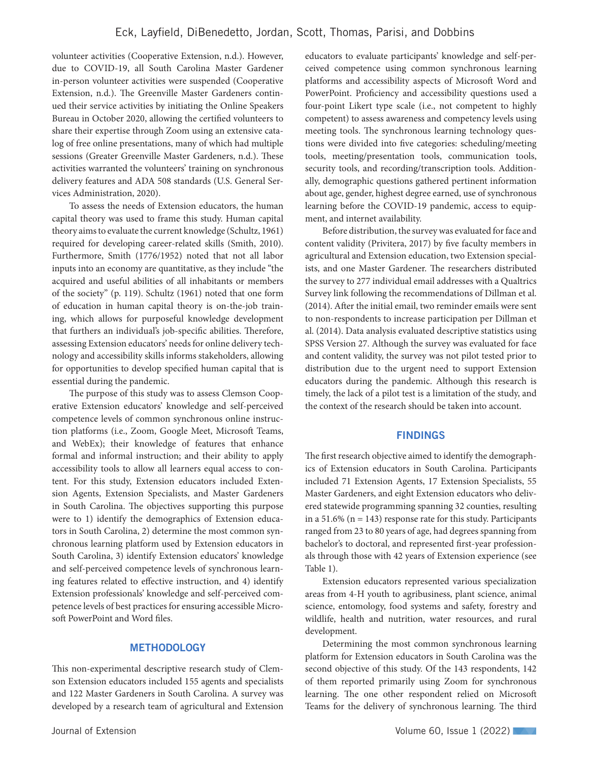volunteer activities (Cooperative Extension, n.d.). However, due to COVID-19, all South Carolina Master Gardener in-person volunteer activities were suspended (Cooperative Extension, n.d.). The Greenville Master Gardeners continued their service activities by initiating the Online Speakers Bureau in October 2020, allowing the certified volunteers to share their expertise through Zoom using an extensive catalog of free online presentations, many of which had multiple sessions (Greater Greenville Master Gardeners, n.d.). These activities warranted the volunteers' training on synchronous delivery features and ADA 508 standards (U.S. General Services Administration, 2020).

To assess the needs of Extension educators, the human capital theory was used to frame this study. Human capital theory aims to evaluate the current knowledge (Schultz, 1961) required for developing career-related skills (Smith, 2010). Furthermore, Smith (1776/1952) noted that not all labor inputs into an economy are quantitative, as they include "the acquired and useful abilities of all inhabitants or members of the society" (p. 119). Schultz (1961) noted that one form of education in human capital theory is on-the-job training, which allows for purposeful knowledge development that furthers an individual's job-specific abilities. Therefore, assessing Extension educators' needs for online delivery technology and accessibility skills informs stakeholders, allowing for opportunities to develop specified human capital that is essential during the pandemic.

The purpose of this study was to assess Clemson Cooperative Extension educators' knowledge and self-perceived competence levels of common synchronous online instruction platforms (i.e., Zoom, Google Meet, Microsoft Teams, and WebEx); their knowledge of features that enhance formal and informal instruction; and their ability to apply accessibility tools to allow all learners equal access to content. For this study, Extension educators included Extension Agents, Extension Specialists, and Master Gardeners in South Carolina. The objectives supporting this purpose were to 1) identify the demographics of Extension educators in South Carolina, 2) determine the most common synchronous learning platform used by Extension educators in South Carolina, 3) identify Extension educators' knowledge and self-perceived competence levels of synchronous learning features related to effective instruction, and 4) identify Extension professionals' knowledge and self-perceived competence levels of best practices for ensuring accessible Microsoft PowerPoint and Word files.

## METHODOLOGY

This non-experimental descriptive research study of Clemson Extension educators included 155 agents and specialists and 122 Master Gardeners in South Carolina. A survey was developed by a research team of agricultural and Extension educators to evaluate participants' knowledge and self-perceived competence using common synchronous learning platforms and accessibility aspects of Microsoft Word and PowerPoint. Proficiency and accessibility questions used a four-point Likert type scale (i.e., not competent to highly competent) to assess awareness and competency levels using meeting tools. The synchronous learning technology questions were divided into five categories: scheduling/meeting tools, meeting/presentation tools, communication tools, security tools, and recording/transcription tools. Additionally, demographic questions gathered pertinent information about age, gender, highest degree earned, use of synchronous learning before the COVID-19 pandemic, access to equipment, and internet availability.

Before distribution, the survey was evaluated for face and content validity (Privitera, 2017) by five faculty members in agricultural and Extension education, two Extension specialists, and one Master Gardener. The researchers distributed the survey to 277 individual email addresses with a Qualtrics Survey link following the recommendations of Dillman et al. (2014). After the initial email, two reminder emails were sent to non-respondents to increase participation per Dillman et al. (2014). Data analysis evaluated descriptive statistics using SPSS Version 27. Although the survey was evaluated for face and content validity, the survey was not pilot tested prior to distribution due to the urgent need to support Extension educators during the pandemic. Although this research is timely, the lack of a pilot test is a limitation of the study, and the context of the research should be taken into account.

## FINDINGS

The first research objective aimed to identify the demographics of Extension educators in South Carolina. Participants included 71 Extension Agents, 17 Extension Specialists, 55 Master Gardeners, and eight Extension educators who delivered statewide programming spanning 32 counties, resulting in a 51.6% ($n = 143$) response rate for this study. Participants ranged from 23 to 80 years of age, had degrees spanning from bachelor's to doctoral, and represented first-year professionals through those with 42 years of Extension experience (see Table 1).

Extension educators represented various specialization areas from 4-H youth to agribusiness, plant science, animal science, entomology, food systems and safety, forestry and wildlife, health and nutrition, water resources, and rural development.

Determining the most common synchronous learning platform for Extension educators in South Carolina was the second objective of this study. Of the 143 respondents, 142 of them reported primarily using Zoom for synchronous learning. The one other respondent relied on Microsoft Teams for the delivery of synchronous learning. The third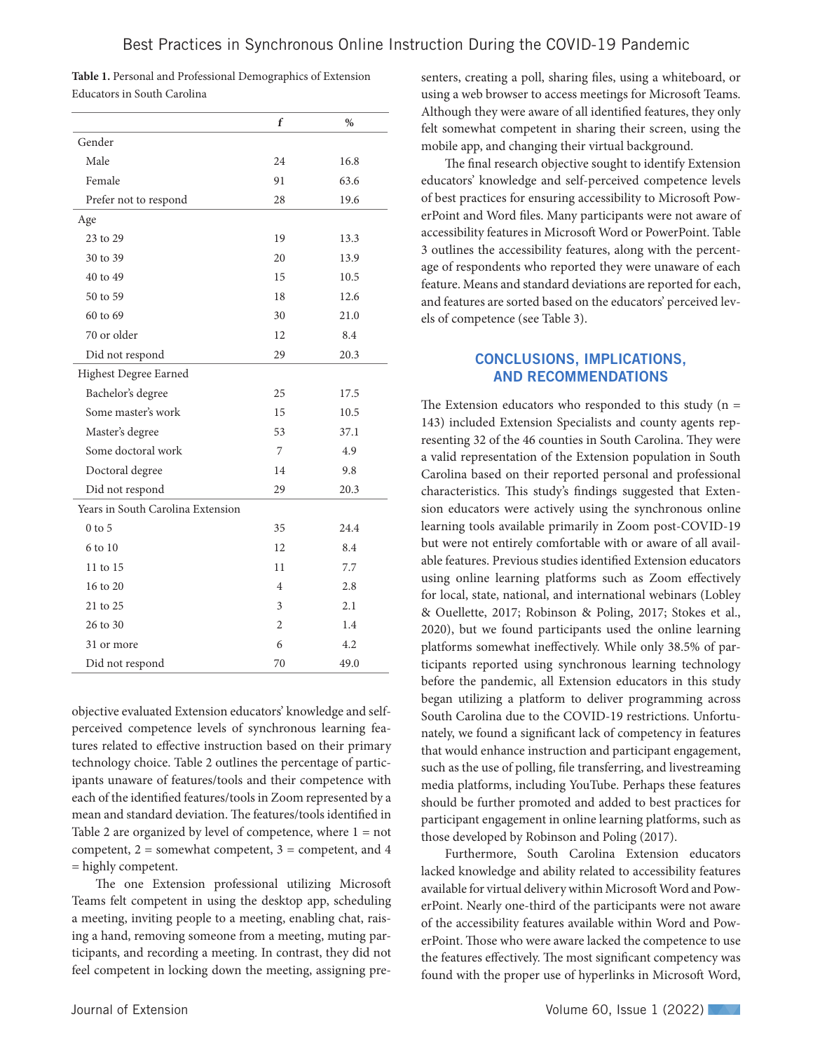**Table 1.** Personal and Professional Demographics of Extension Educators in South Carolina

| | *f* | % |
|---|---|---|
| Gender | | |
| Male | 24 | 16.8 |
| Female | 91 | 63.6 |
| Prefer not to respond | 28 | 19.6 |
| Age | | |
| 23 to 29 | 19 | 13.3 |
| 30 to 39 | 20 | 13.9 |
| 40 to 49 | 15 | 10.5 |
| 50 to 59 | 18 | 12.6 |
| 60 to 69 | 30 | 21.0 |
| 70 or older | 12 | 8.4 |
| Did not respond | 29 | 20.3 |
| Highest Degree Earned | | |
| Bachelor's degree | 25 | 17.5 |
| Some master's work | 15 | 10.5 |
| Master's degree | 53 | 37.1 |
| Some doctoral work | 7 | 4.9 |
| Doctoral degree | 14 | 9.8 |
| Did not respond | 29 | 20.3 |
| Years in South Carolina Extension | | |
| 0 to 5 | 35 | 24.4 |
| 6 to 10 | 12 | 8.4 |
| 11 to 15 | 11 | 7.7 |
| 16 to 20 | 4 | 2.8 |
| 21 to 25 | 3 | 2.1 |
| 26 to 30 | 2 | 1.4 |
| 31 or more | 6 | 4.2 |
| Did not respond | 70 | 49.0 |

objective evaluated Extension educators' knowledge and self-perceived competence levels of synchronous learning features related to effective instruction based on their primary technology choice. Table 2 outlines the percentage of participants unaware of features/tools and their competence with each of the identified features/tools in Zoom represented by a mean and standard deviation. The features/tools identified in Table 2 are organized by level of competence, where 1 = not competent, 2 = somewhat competent, 3 = competent, and 4 = highly competent.

The one Extension professional utilizing Microsoft Teams felt competent in using the desktop app, scheduling a meeting, inviting people to a meeting, enabling chat, raising a hand, removing someone from a meeting, muting participants, and recording a meeting. In contrast, they did not feel competent in locking down the meeting, assigning presenters, creating a poll, sharing files, using a whiteboard, or using a web browser to access meetings for Microsoft Teams. Although they were aware of all identified features, they only felt somewhat competent in sharing their screen, using the mobile app, and changing their virtual background.

The final research objective sought to identify Extension educators' knowledge and self-perceived competence levels of best practices for ensuring accessibility to Microsoft PowerPoint and Word files. Many participants were not aware of accessibility features in Microsoft Word or PowerPoint. Table 3 outlines the accessibility features, along with the percentage of respondents who reported they were unaware of each feature. Means and standard deviations are reported for each, and features are sorted based on the educators' perceived levels of competence (see Table 3).

## CONCLUSIONS, IMPLICATIONS, AND RECOMMENDATIONS

The Extension educators who responded to this study (n = 143) included Extension Specialists and county agents representing 32 of the 46 counties in South Carolina. They were a valid representation of the Extension population in South Carolina based on their reported personal and professional characteristics. This study's findings suggested that Extension educators were actively using the synchronous online learning tools available primarily in Zoom post-COVID-19 but were not entirely comfortable with or aware of all available features. Previous studies identified Extension educators using online learning platforms such as Zoom effectively for local, state, national, and international webinars (Lobley & Ouellette, 2017; Robinson & Poling, 2017; Stokes et al., 2020), but we found participants used the online learning platforms somewhat ineffectively. While only 38.5% of participants reported using synchronous learning technology before the pandemic, all Extension educators in this study began utilizing a platform to deliver programming across South Carolina due to the COVID-19 restrictions. Unfortunately, we found a significant lack of competency in features that would enhance instruction and participant engagement, such as the use of polling, file transferring, and livestreaming media platforms, including YouTube. Perhaps these features should be further promoted and added to best practices for participant engagement in online learning platforms, such as those developed by Robinson and Poling (2017).

Furthermore, South Carolina Extension educators lacked knowledge and ability related to accessibility features available for virtual delivery within Microsoft Word and PowerPoint. Nearly one-third of the participants were not aware of the accessibility features available within Word and PowerPoint. Those who were aware lacked the competence to use the features effectively. The most significant competency was found with the proper use of hyperlinks in Microsoft Word,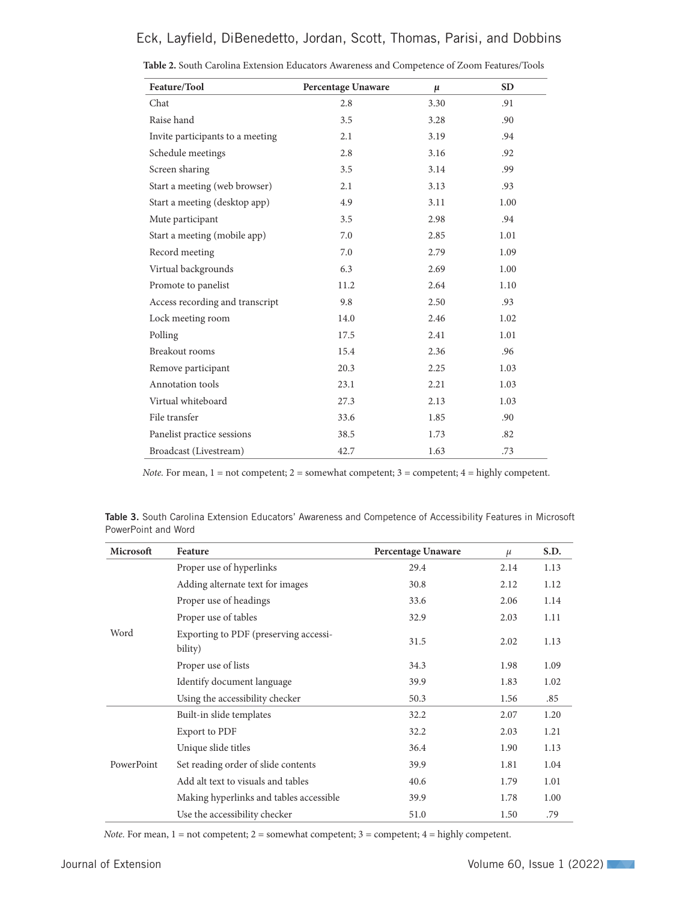**Table 2.** South Carolina Extension Educators Awareness and Competence of Zoom Features/Tools

| Feature/Tool | Percentage Unaware | $\mu$ | SD |
|---|---|---|---|
| Chat | 2.8 | 3.30 | .91 |
| Raise hand | 3.5 | 3.28 | .90 |
| Invite participants to a meeting | 2.1 | 3.19 | .94 |
| Schedule meetings | 2.8 | 3.16 | .92 |
| Screen sharing | 3.5 | 3.14 | .99 |
| Start a meeting (web browser) | 2.1 | 3.13 | .93 |
| Start a meeting (desktop app) | 4.9 | 3.11 | 1.00 |
| Mute participant | 3.5 | 2.98 | .94 |
| Start a meeting (mobile app) | 7.0 | 2.85 | 1.01 |
| Record meeting | 7.0 | 2.79 | 1.09 |
| Virtual backgrounds | 6.3 | 2.69 | 1.00 |
| Promote to panelist | 11.2 | 2.64 | 1.10 |
| Access recording and transcript | 9.8 | 2.50 | .93 |
| Lock meeting room | 14.0 | 2.46 | 1.02 |
| Polling | 17.5 | 2.41 | 1.01 |
| Breakout rooms | 15.4 | 2.36 | .96 |
| Remove participant | 20.3 | 2.25 | 1.03 |
| Annotation tools | 23.1 | 2.21 | 1.03 |
| Virtual whiteboard | 27.3 | 2.13 | 1.03 |
| File transfer | 33.6 | 1.85 | .90 |
| Panelist practice sessions | 38.5 | 1.73 | .82 |
| Broadcast (Livestream) | 42.7 | 1.63 | .73 |

*Note.* For mean, 1 = not competent; 2 = somewhat competent; 3 = competent; 4 = highly competent.

**Table 3.** South Carolina Extension Educators' Awareness and Competence of Accessibility Features in Microsoft PowerPoint and Word

| Microsoft | Feature | Percentage Unaware | $\mu$ | S.D. |
|---|---|---|---|---|
| Word | Proper use of hyperlinks | 29.4 | 2.14 | 1.13 |
| | Adding alternate text for images | 30.8 | 2.12 | 1.12 |
| | Proper use of headings | 33.6 | 2.06 | 1.14 |
| | Proper use of tables | 32.9 | 2.03 | 1.11 |
| | Exporting to PDF (preserving accessibility) | 31.5 | 2.02 | 1.13 |
| | Proper use of lists | 34.3 | 1.98 | 1.09 |
| | Identify document language | 39.9 | 1.83 | 1.02 |
| | Using the accessibility checker | 50.3 | 1.56 | .85 |
| PowerPoint | Built-in slide templates | 32.2 | 2.07 | 1.20 |
| | Export to PDF | 32.2 | 2.03 | 1.21 |
| | Unique slide titles | 36.4 | 1.90 | 1.13 |
| | Set reading order of slide contents | 39.9 | 1.81 | 1.04 |
| | Add alt text to visuals and tables | 40.6 | 1.79 | 1.01 |
| | Making hyperlinks and tables accessible | 39.9 | 1.78 | 1.00 |
| | Use the accessibility checker | 51.0 | 1.50 | .79 |

*Note.* For mean, 1 = not competent; 2 = somewhat competent; 3 = competent; 4 = highly competent.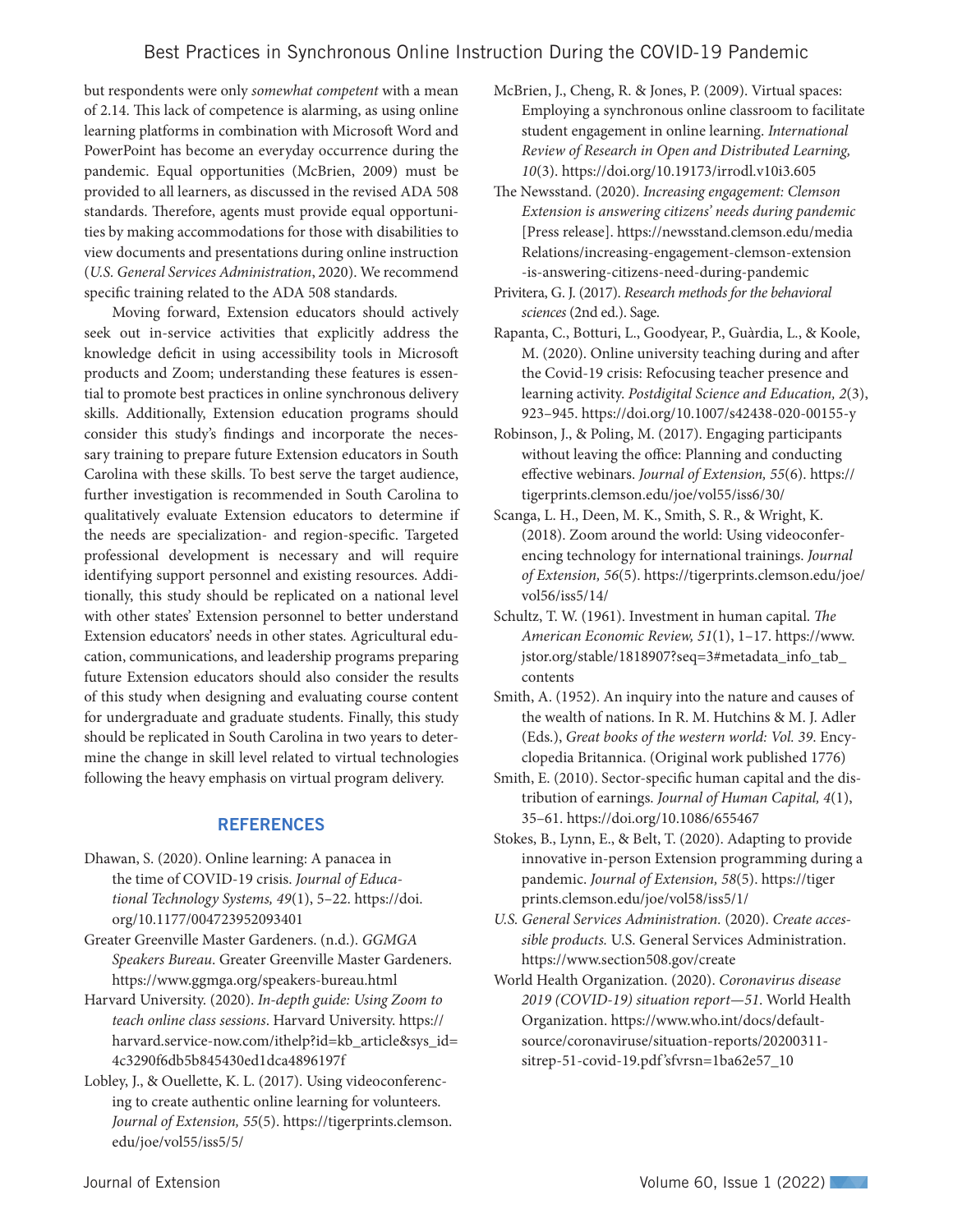but respondents were only *somewhat competent* with a mean of 2.14. This lack of competence is alarming, as using online learning platforms in combination with Microsoft Word and PowerPoint has become an everyday occurrence during the pandemic. Equal opportunities (McBrien, 2009) must be provided to all learners, as discussed in the revised ADA 508 standards. Therefore, agents must provide equal opportunities by making accommodations for those with disabilities to view documents and presentations during online instruction (*U.S. General Services Administration*, 2020). We recommend specific training related to the ADA 508 standards.

Moving forward, Extension educators should actively seek out in-service activities that explicitly address the knowledge deficit in using accessibility tools in Microsoft products and Zoom; understanding these features is essential to promote best practices in online synchronous delivery skills. Additionally, Extension education programs should consider this study's findings and incorporate the necessary training to prepare future Extension educators in South Carolina with these skills. To best serve the target audience, further investigation is recommended in South Carolina to qualitatively evaluate Extension educators to determine if the needs are specialization- and region-specific. Targeted professional development is necessary and will require identifying support personnel and existing resources. Additionally, this study should be replicated on a national level with other states' Extension personnel to better understand Extension educators' needs in other states. Agricultural education, communications, and leadership programs preparing future Extension educators should also consider the results of this study when designing and evaluating course content for undergraduate and graduate students. Finally, this study should be replicated in South Carolina in two years to determine the change in skill level related to virtual technologies following the heavy emphasis on virtual program delivery.

## REFERENCES

Dhawan, S. (2020). Online learning: A panacea in the time of COVID-19 crisis. *Journal of Educational Technology Systems, 49*(1), 5–22. https://doi.org/10.1177/004723952093401

Greater Greenville Master Gardeners. (n.d.). *GGMGA Speakers Bureau*. Greater Greenville Master Gardeners. https://www.ggmga.org/speakers-bureau.html

Harvard University. (2020). *In-depth guide: Using Zoom to teach online class sessions*. Harvard University. https://harvard.service-now.com/ithelp?id=kb_article&sys_id=4c3290f6db5b845430ed1dca4896197f

Lobley, J., & Ouellette, K. L. (2017). Using videoconferencing to create authentic online learning for volunteers. *Journal of Extension, 55*(5). https://tigerprints.clemson.edu/joe/vol55/iss5/5/

McBrien, J., Cheng, R. & Jones, P. (2009). Virtual spaces: Employing a synchronous online classroom to facilitate student engagement in online learning. *International Review of Research in Open and Distributed Learning, 10*(3). https://doi.org/10.19173/irrodl.v10i3.605

The Newsstand. (2020). *Increasing engagement: Clemson Extension is answering citizens' needs during pandemic* [Press release]. https://newsstand.clemson.edu/mediaRelations/increasing-engagement-clemson-extension-is-answering-citizens-need-during-pandemic

Privitera, G. J. (2017). *Research methods for the behavioral sciences* (2nd ed.). Sage.

Rapanta, C., Botturi, L., Goodyear, P., Guàrdia, L., & Koole, M. (2020). Online university teaching during and after the Covid-19 crisis: Refocusing teacher presence and learning activity. *Postdigital Science and Education, 2*(3), 923–945. https://doi.org/10.1007/s42438-020-00155-y

Robinson, J., & Poling, M. (2017). Engaging participants without leaving the office: Planning and conducting effective webinars. *Journal of Extension, 55*(6). https://tigerprints.clemson.edu/joe/vol55/iss6/30/

Scanga, L. H., Deen, M. K., Smith, S. R., & Wright, K. (2018). Zoom around the world: Using videoconferencing technology for international trainings. *Journal of Extension, 56*(5). https://tigerprints.clemson.edu/joe/vol56/iss5/14/

Schultz, T. W. (1961). Investment in human capital. *The American Economic Review, 51*(1), 1–17. https://www.jstor.org/stable/1818907?seq=3#metadata_info_tab_contents

Smith, A. (1952). An inquiry into the nature and causes of the wealth of nations. In R. M. Hutchins & M. J. Adler (Eds.), *Great books of the western world: Vol. 39*. Encyclopedia Britannica. (Original work published 1776)

Smith, E. (2010). Sector-specific human capital and the distribution of earnings. *Journal of Human Capital, 4*(1), 35–61. https://doi.org/10.1086/655467

Stokes, B., Lynn, E., & Belt, T. (2020). Adapting to provide innovative in-person Extension programming during a pandemic. *Journal of Extension, 58*(5). https://tigerprints.clemson.edu/joe/vol58/iss5/1/

*U.S. General Services Administration.* (2020). *Create accessible products.* U.S. General Services Administration. https://www.section508.gov/create

World Health Organization. (2020). *Coronavirus disease 2019 (COVID-19) situation report—51*. World Health Organization. https://www.who.int/docs/default-source/coronaviruse/situation-reports/20200311-sitrep-51-covid-19.pdf'sfvrsn=1ba62e57_10